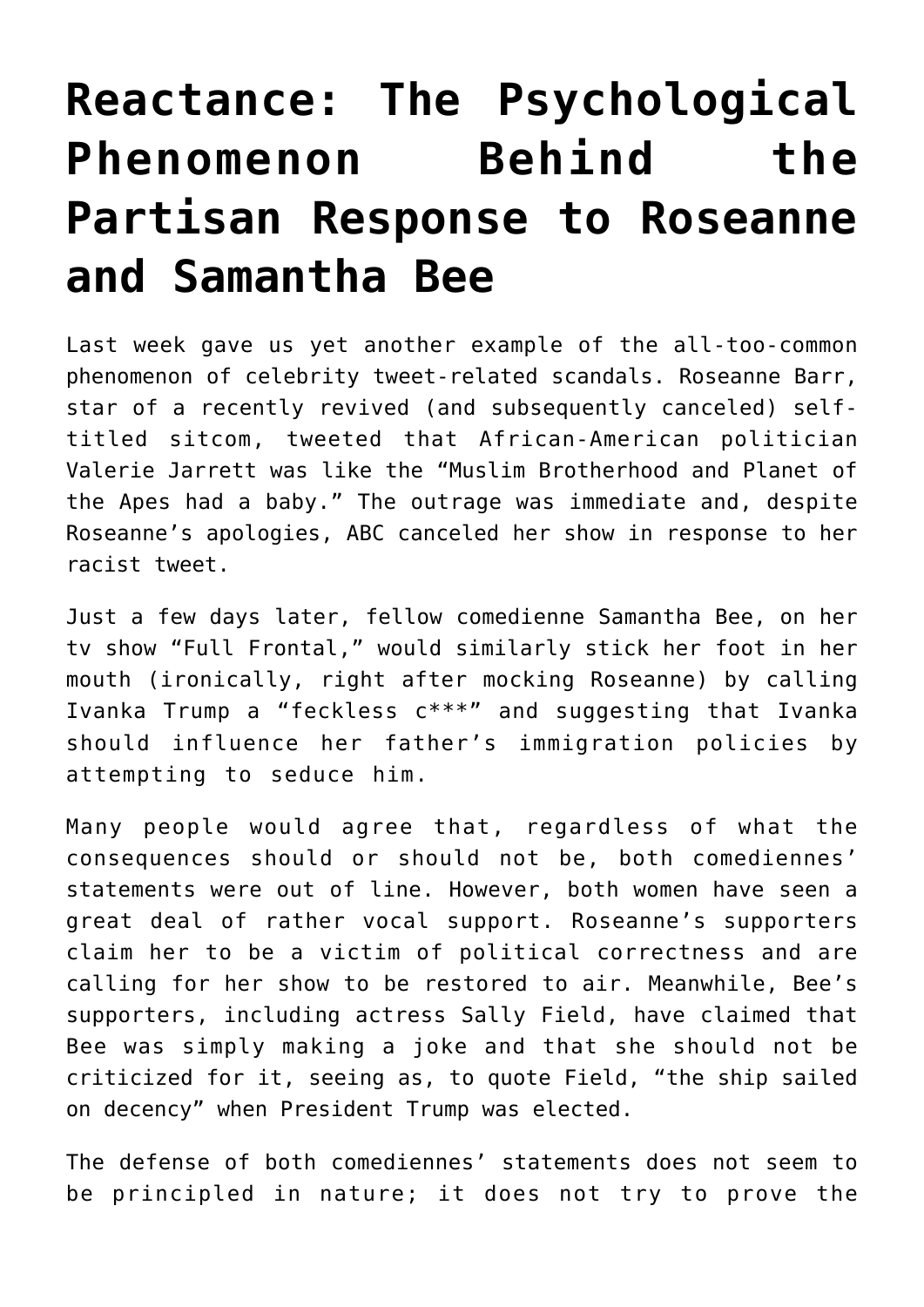# Reactance: The Psychological Phenomenon Behind the Partisan Response to Roseanne and Samantha Bee

Last week gave us yet another example of the all-too-common phenomenon of celebrity tweet-related scandals. Roseanne Barr, star of a recently revived (and subsequently canceled) self-titled sitcom, tweeted that African-American politician Valerie Jarrett was like the "Muslim Brotherhood and Planet of the Apes had a baby." The outrage was immediate and, despite Roseanne's apologies, ABC canceled her show in response to her racist tweet.

Just a few days later, fellow comedienne Samantha Bee, on her tv show "Full Frontal," would similarly stick her foot in her mouth (ironically, right after mocking Roseanne) by calling Ivanka Trump a "feckless c***" and suggesting that Ivanka should influence her father's immigration policies by attempting to seduce him.

Many people would agree that, regardless of what the consequences should or should not be, both comediennes' statements were out of line. However, both women have seen a great deal of rather vocal support. Roseanne's supporters claim her to be a victim of political correctness and are calling for her show to be restored to air. Meanwhile, Bee's supporters, including actress Sally Field, have claimed that Bee was simply making a joke and that she should not be criticized for it, seeing as, to quote Field, "the ship sailed on decency" when President Trump was elected.

The defense of both comediennes' statements does not seem to be principled in nature; it does not try to prove the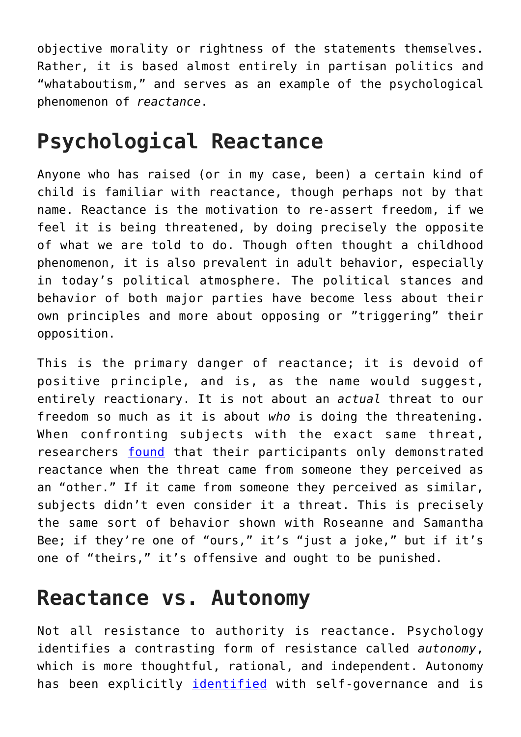objective morality or rightness of the statements themselves. Rather, it is based almost entirely in partisan politics and "whataboutism," and serves as an example of the psychological phenomenon of *reactance*.

## Psychological Reactance

Anyone who has raised (or in my case, been) a certain kind of child is familiar with reactance, though perhaps not by that name. Reactance is the motivation to re-assert freedom, if we feel it is being threatened, by doing precisely the opposite of what we are told to do. Though often thought a childhood phenomenon, it is also prevalent in adult behavior, especially in today's political atmosphere. The political stances and behavior of both major parties have become less about their own principles and more about opposing or "triggering" their opposition.

This is the primary danger of reactance; it is devoid of positive principle, and is, as the name would suggest, entirely reactionary. It is not about an *actual* threat to our freedom so much as it is about *who* is doing the threatening. When confronting subjects with the exact same threat, researchers [found](#) that their participants only demonstrated reactance when the threat came from someone they perceived as an "other." If it came from someone they perceived as similar, subjects didn't even consider it a threat. This is precisely the same sort of behavior shown with Roseanne and Samantha Bee; if they're one of "ours," it's "just a joke," but if it's one of "theirs," it's offensive and ought to be punished.

## Reactance vs. Autonomy

Not all resistance to authority is reactance. Psychology identifies a contrasting form of resistance called *autonomy*, which is more thoughtful, rational, and independent. Autonomy has been explicitly [identified](#) with self-governance and is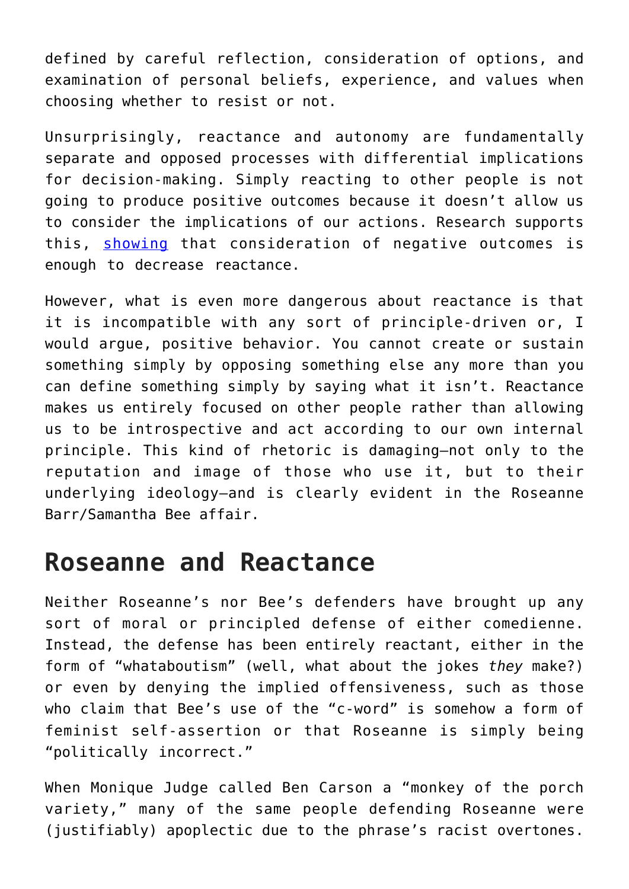defined by careful reflection, consideration of options, and examination of personal beliefs, experience, and values when choosing whether to resist or not.

Unsurprisingly, reactance and autonomy are fundamentally separate and opposed processes with differential implications for decision-making. Simply reacting to other people is not going to produce positive outcomes because it doesn't allow us to consider the implications of our actions. Research supports this, showing that consideration of negative outcomes is enough to decrease reactance.

However, what is even more dangerous about reactance is that it is incompatible with any sort of principle-driven or, I would argue, positive behavior. You cannot create or sustain something simply by opposing something else any more than you can define something simply by saying what it isn't. Reactance makes us entirely focused on other people rather than allowing us to be introspective and act according to our own internal principle. This kind of rhetoric is damaging—not only to the reputation and image of those who use it, but to their underlying ideology—and is clearly evident in the Roseanne Barr/Samantha Bee affair.

## Roseanne and Reactance

Neither Roseanne's nor Bee's defenders have brought up any sort of moral or principled defense of either comedienne. Instead, the defense has been entirely reactant, either in the form of "whataboutism" (well, what about the jokes *they* make?) or even by denying the implied offensiveness, such as those who claim that Bee's use of the "c-word" is somehow a form of feminist self-assertion or that Roseanne is simply being "politically incorrect."

When Monique Judge called Ben Carson a "monkey of the porch variety," many of the same people defending Roseanne were (justifiably) apoplectic due to the phrase's racist overtones.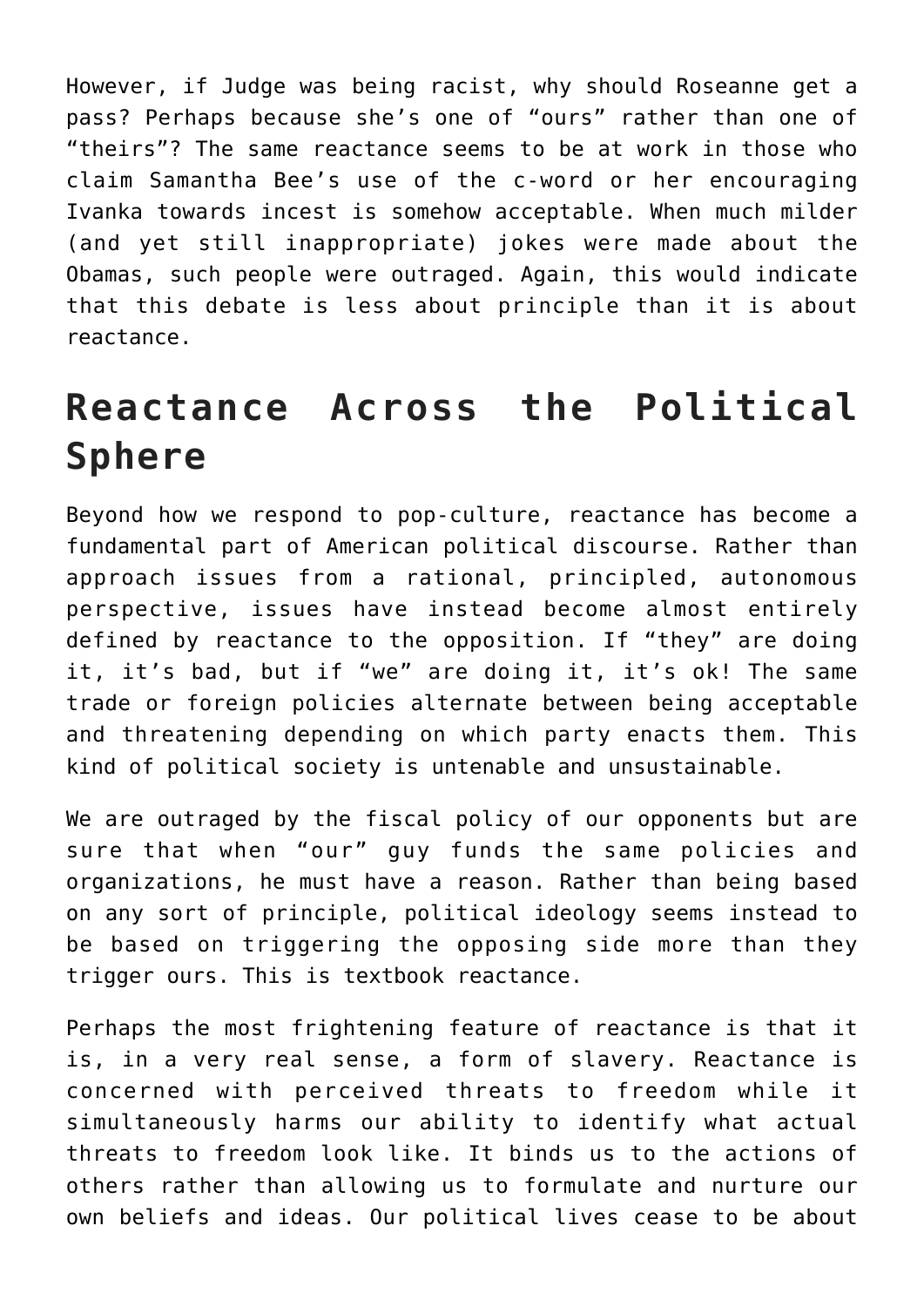However, if Judge was being racist, why should Roseanne get a pass? Perhaps because she's one of "ours" rather than one of "theirs"? The same reactance seems to be at work in those who claim Samantha Bee's use of the c-word or her encouraging Ivanka towards incest is somehow acceptable. When much milder (and yet still inappropriate) jokes were made about the Obamas, such people were outraged. Again, this would indicate that this debate is less about principle than it is about reactance.

## Reactance Across the Political Sphere

Beyond how we respond to pop-culture, reactance has become a fundamental part of American political discourse. Rather than approach issues from a rational, principled, autonomous perspective, issues have instead become almost entirely defined by reactance to the opposition. If "they" are doing it, it's bad, but if "we" are doing it, it's ok! The same trade or foreign policies alternate between being acceptable and threatening depending on which party enacts them. This kind of political society is untenable and unsustainable.

We are outraged by the fiscal policy of our opponents but are sure that when "our" guy funds the same policies and organizations, he must have a reason. Rather than being based on any sort of principle, political ideology seems instead to be based on triggering the opposing side more than they trigger ours. This is textbook reactance.

Perhaps the most frightening feature of reactance is that it is, in a very real sense, a form of slavery. Reactance is concerned with perceived threats to freedom while it simultaneously harms our ability to identify what actual threats to freedom look like. It binds us to the actions of others rather than allowing us to formulate and nurture our own beliefs and ideas. Our political lives cease to be about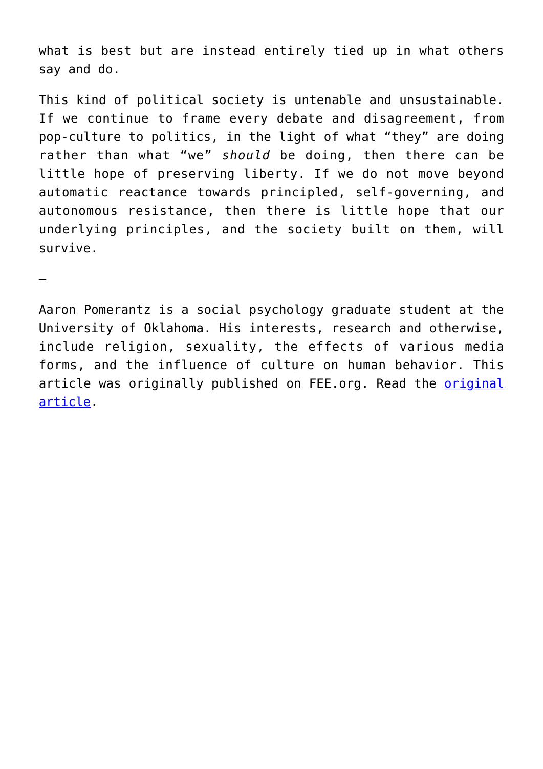what is best but are instead entirely tied up in what others say and do.

This kind of political society is untenable and unsustainable. If we continue to frame every debate and disagreement, from pop-culture to politics, in the light of what “they” are doing rather than what “we” *should* be doing, then there can be little hope of preserving liberty. If we do not move beyond automatic reactance towards principled, self-governing, and autonomous resistance, then there is little hope that our underlying principles, and the society built on them, will survive.

—

Aaron Pomerantz is a social psychology graduate student at the University of Oklahoma. His interests, research and otherwise, include religion, sexuality, the effects of various media forms, and the influence of culture on human behavior. This article was originally published on FEE.org. Read the original article.